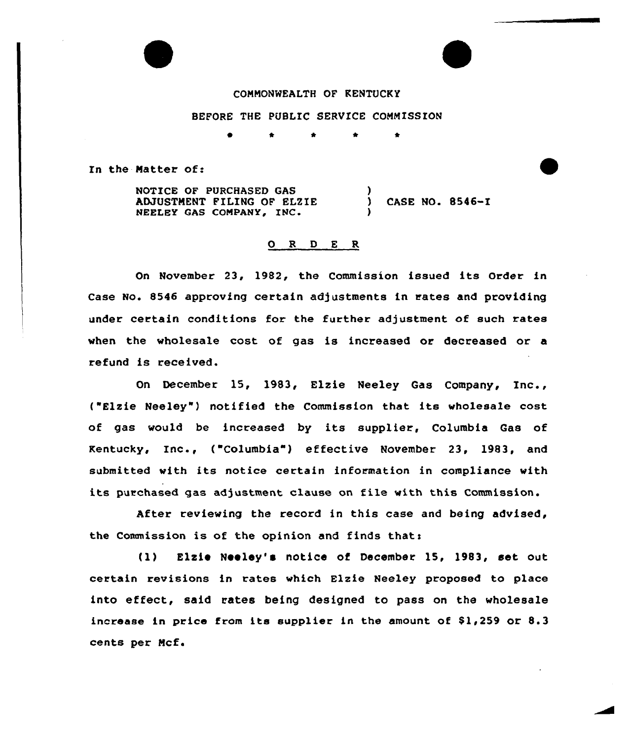COMMONWEALTH OF KENTUCKY

BEFORE THE PUBLIC SERVICE COMMISSION

\* \* \* \* \*

In the Matter of:

NOTICE OF PURCHASED GAS ADJUSTMENT FILING OF ELZIE NEELEY GAS COMPANY, INC. ) CASE NO. 8546-I

## O R D E R

On November 23, 1982, the Commission issued its Order in Case No. 8546 approving certain adjustments in rates and providing under certain conditions for the further adjustment of such rates when the wholesale cost of gas is increased or decreased or a refund is received.

On December 15, 1983, Elzie Neeley Gas Company, Inc., ("Elzie Neeley") notified the Commission that its wholesale cost of gas would be increased by its supplier, Columbia Gas of Kentucky, Inc., ("Columbia") effective November 23, 1983, and submitted with its notice certain information in compliance with its purchased gas adjustment clause on file with this Commission.

After reviewing the record in this case and being advised, the Commission is of the opinion and finds that:

(1) Elzie Neeley's notice of December 15, 1983, set out certain revisions in rates which Elzie Neeley proposed to place into effect, said rates being designed to pass on the wholesale increase in price from its supplier in the amount of $1,259 or 8.3 cents per Mcf.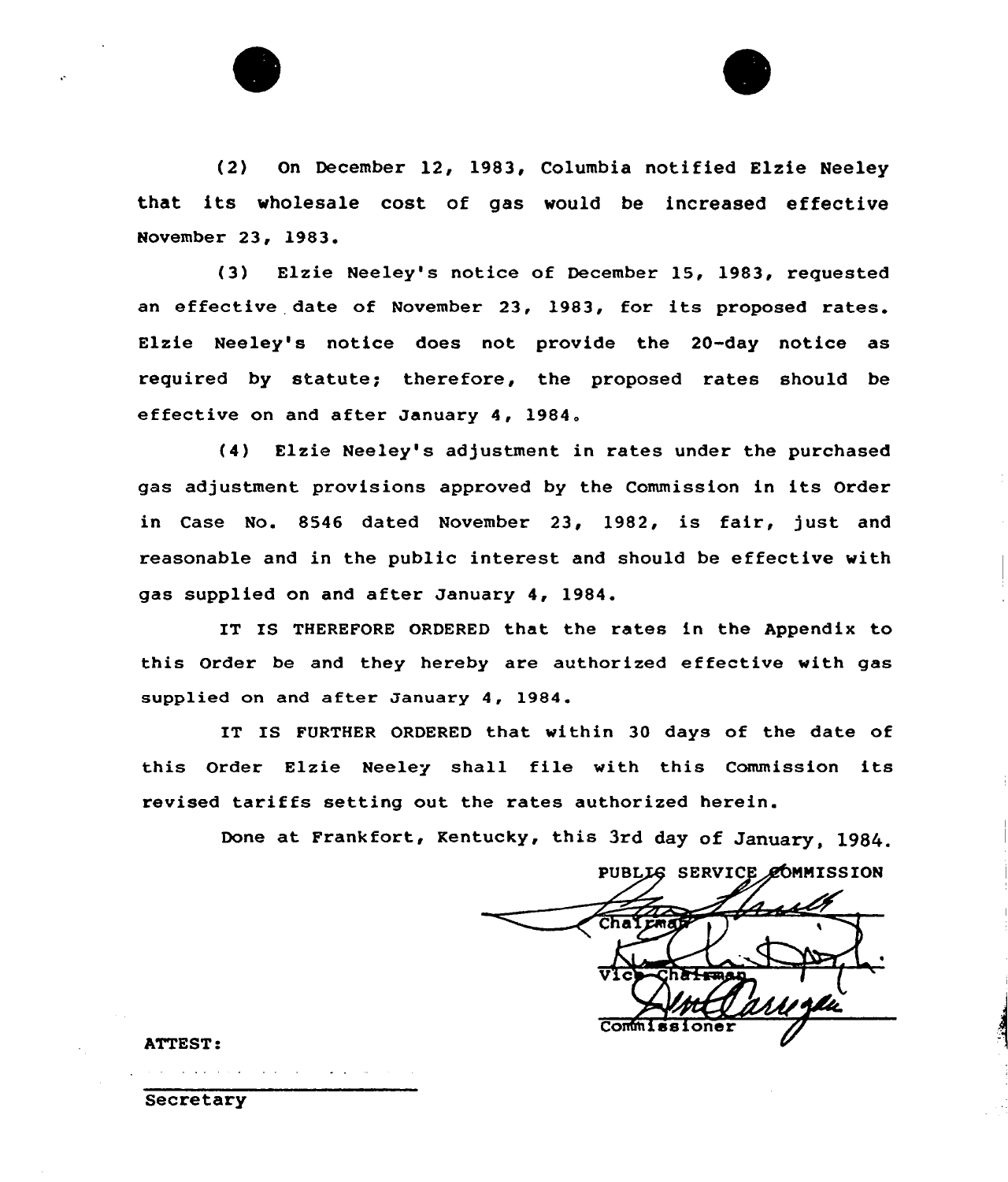(2) On December 12, 1983, Columbia notified Elzie Neeley that its wholesale cost of gas would be increased effective November 23, 1983.

(3) Elzie Neeley's notice of December 15, 1983, requested an effective date of November 23, 1983, for its proposed rates. Elzie Neeley's notice does not provide the 20-day notice as required by statute; therefore, the proposed rates should be effective on and after January 4, 1984.

(4) Elzie Neeley's adjustment in rates under the purchased gas adjustment provisions approved by the Commission in its Order in Case No. 8546 dated November 23, 1982, is fair, just and reasonable and in the public interest and should be effective with gas supplied on and after January 4, 1984.

IT IS THEREFORE ORDERED that the rates in the Appendix to this Order be and they hereby are authorized effective with gas supplied on and after January 4, 1984.

IT IS FURTHER ORDERED that within 30 days of the date of this Order Elzie Neeley shall file with this Commission its revised tariffs setting out the rates authorized herein.

Done at Frankfort, Kentucky, this 3rd day of January, 1984.

PUBLIC SERVICE COMMISSION

Chairman

Vice Chairman

Commissioner

ATTEST:

Secretary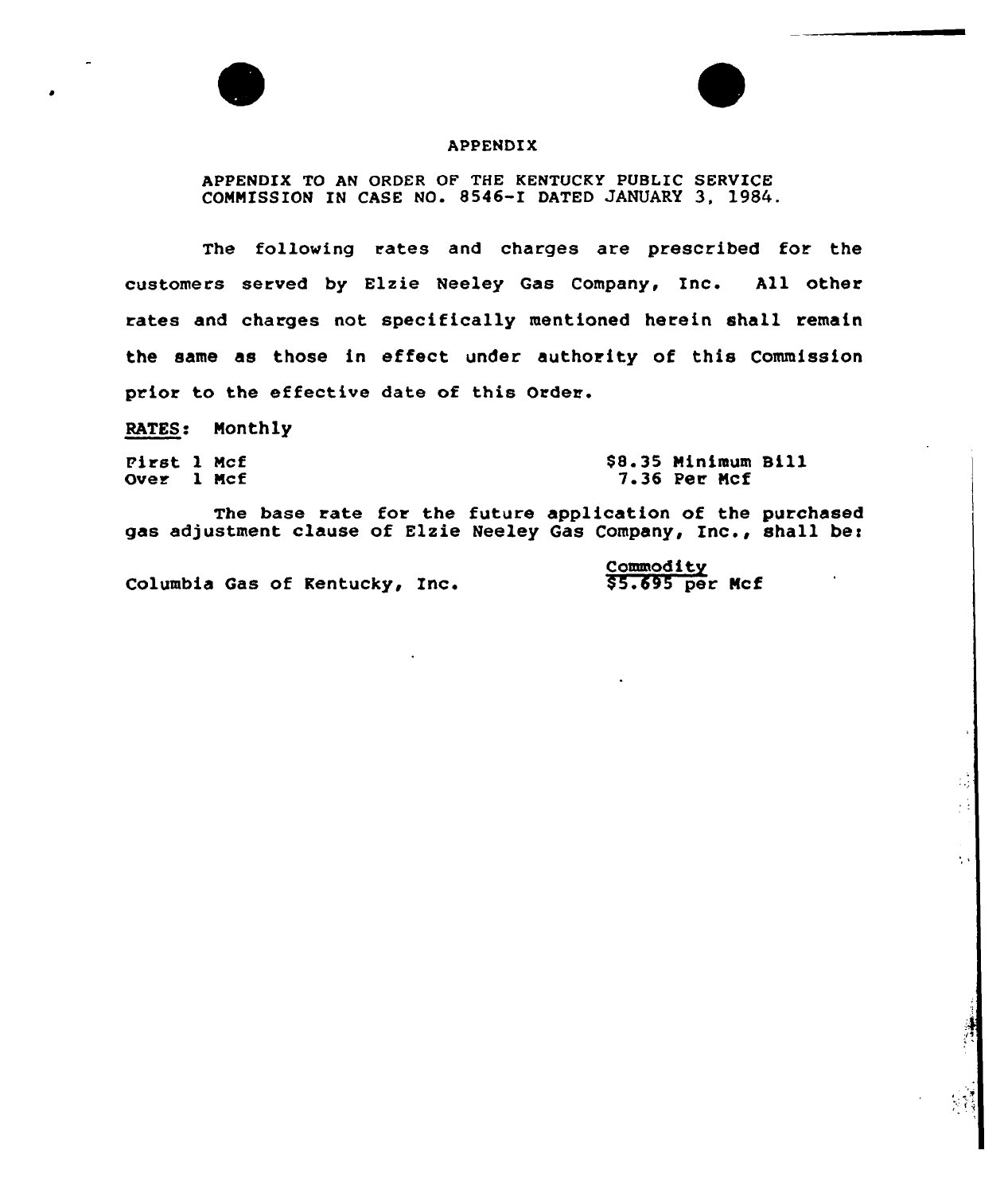# APPENDIX

APPENDIX TO AN ORDER OF THE KENTUCKY PUBLIC SERVICE COMMISSION IN CASE NO. 8546-I DATED JANUARY 3, 1984.

The following rates and charges are prescribed for the customers served by Elzie Neeley Gas Company, Inc. All other rates and charges not specifically mentioned herein shall remain the same as those in effect under authority of this Commission prior to the effective date of this Order.

RATES: Monthly

| | |
|---|---|
| First 1 Mcf | $8.35 Minimum Bill |
| Over 1 Mcf | 7.36 Per Mcf |

The base rate for the future application of the purchased gas adjustment clause of Elzie Neeley Gas Company, Inc., shall be:

| | Commodity |
|---|---|
| Columbia Gas of Kentucky, Inc. | $5.695 per Mcf |